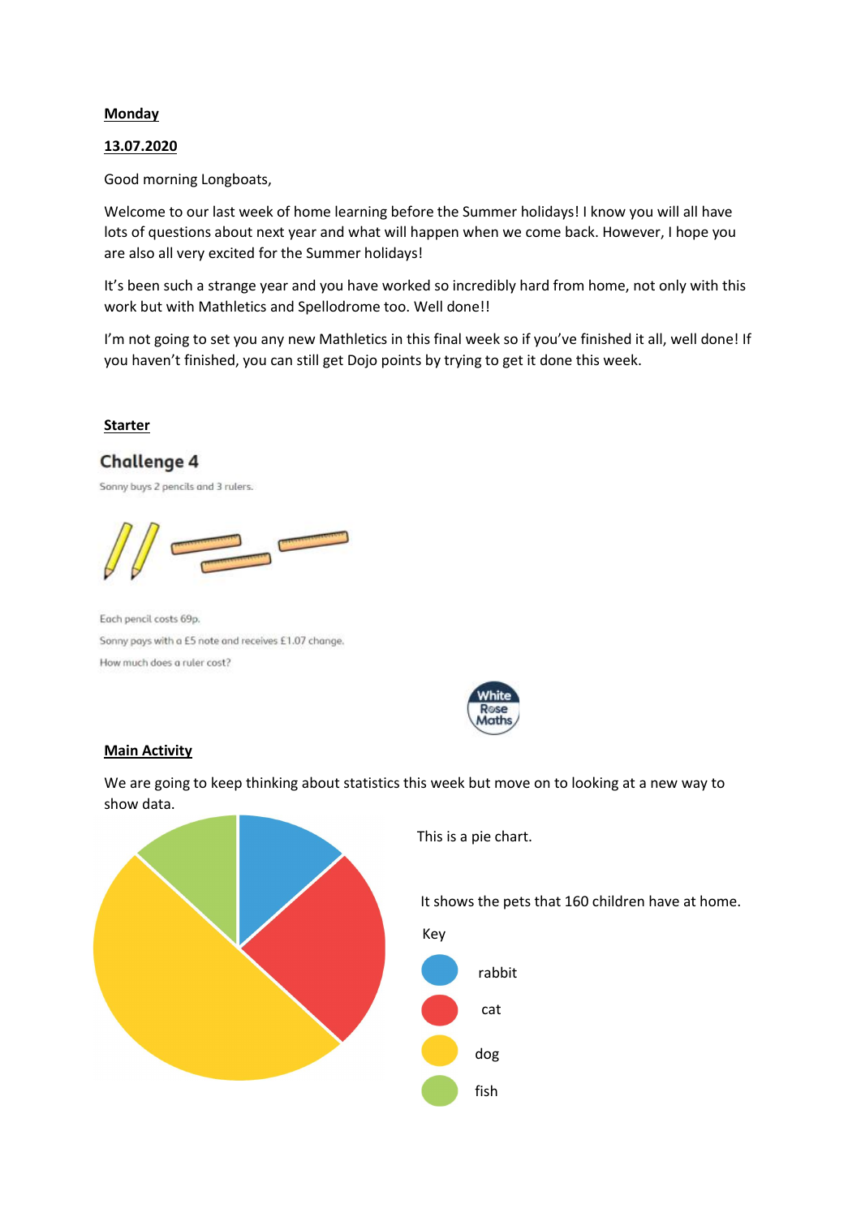**Monday**

**13.07.2020**

Good morning Longboats,

Welcome to our last week of home learning before the Summer holidays! I know you will all have lots of questions about next year and what will happen when we come back. However, I hope you are also all very excited for the Summer holidays!

It's been such a strange year and you have worked so incredibly hard from home, not only with this work but with Mathletics and Spellodrome too. Well done!!

I'm not going to set you any new Mathletics in this final week so if you've finished it all, well done! If you haven't finished, you can still get Dojo points by trying to get it done this week.

**Starter**

## Challenge 4

Sonny buys 2 pencils and 3 rulers.

Each pencil costs 69p.

Sonny pays with a £5 note and receives £1.07 change.

How much does a ruler cost?

White Rose Maths

**Main Activity**

We are going to keep thinking about statistics this week but move on to looking at a new way to show data.

This is a pie chart.

It shows the pets that 160 children have at home.

Key

- rabbit
- cat
- dog
- fish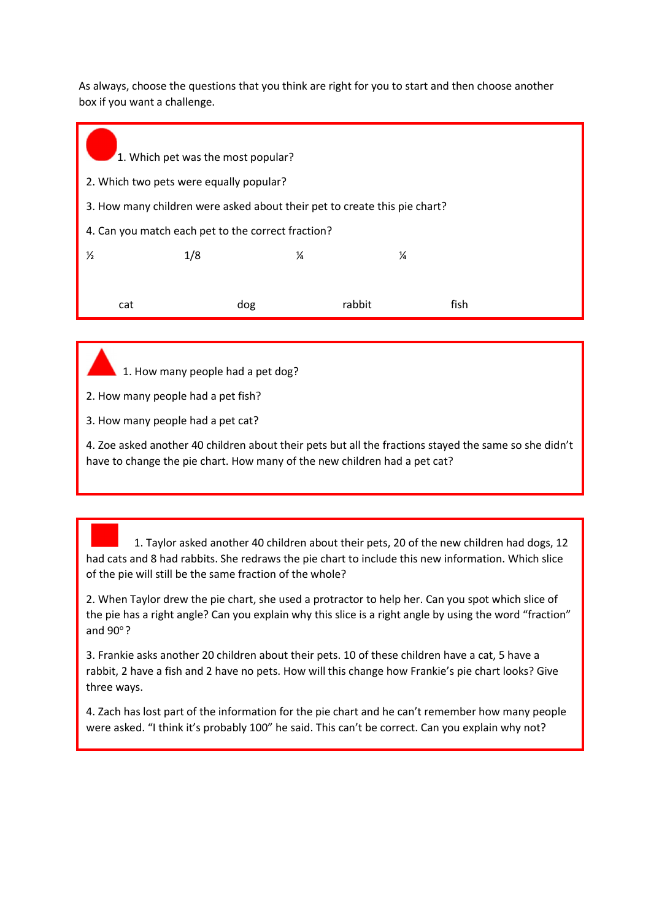As always, choose the questions that you think are right for you to start and then choose another box if you want a challenge.

1. Which pet was the most popular?
2. Which two pets were equally popular?
3. How many children were asked about their pet to create this pie chart?
4. Can you match each pet to the correct fraction?

½ 1/8 ¼ ¼

cat dog rabbit fish

---

1. How many people had a pet dog?
2. How many people had a pet fish?
3. How many people had a pet cat?
4. Zoe asked another 40 children about their pets but all the fractions stayed the same so she didn't have to change the pie chart. How many of the new children had a pet cat?

---

1. Taylor asked another 40 children about their pets, 20 of the new children had dogs, 12 had cats and 8 had rabbits. She redraws the pie chart to include this new information. Which slice of the pie will still be the same fraction of the whole?
2. When Taylor drew the pie chart, she used a protractor to help her. Can you spot which slice of the pie has a right angle? Can you explain why this slice is a right angle by using the word "fraction" and $90^{\circ}$?
3. Frankie asks another 20 children about their pets. 10 of these children have a cat, 5 have a rabbit, 2 have a fish and 2 have no pets. How will this change how Frankie's pie chart looks? Give three ways.
4. Zach has lost part of the information for the pie chart and he can't remember how many people were asked. "I think it's probably 100" he said. This can't be correct. Can you explain why not?